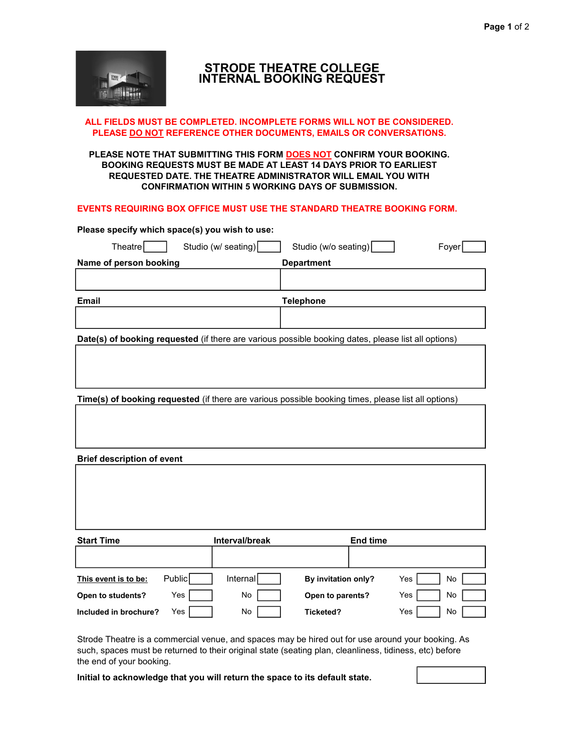# STRODE THEATRE COLLEGE
# INTERNAL BOOKING REQUEST

**ALL FIELDS MUST BE COMPLETED. INCOMPLETE FORMS WILL NOT BE CONSIDERED.**
**PLEASE DO NOT REFERENCE OTHER DOCUMENTS, EMAILS OR CONVERSATIONS.**

**PLEASE NOTE THAT SUBMITTING THIS FORM DOES NOT CONFIRM YOUR BOOKING. BOOKING REQUESTS MUST BE MADE AT LEAST 14 DAYS PRIOR TO EARLIEST REQUESTED DATE. THE THEATRE ADMINISTRATOR WILL EMAIL YOU WITH CONFIRMATION WITHIN 5 WORKING DAYS OF SUBMISSION.**

**EVENTS REQUIRING BOX OFFICE MUST USE THE STANDARD THEATRE BOOKING FORM.**

**Please specify which space(s) you wish to use:**

Theatre [ ] Studio (w/ seating) [ ] Studio (w/o seating) [ ] Foyer [ ]

| **Name of person booking** | **Department** |
|---|---|
| | |

| **Email** | **Telephone** |
|---|---|
| | |

**Date(s) of booking requested** (if there are various possible booking dates, please list all options)

**Time(s) of booking requested** (if there are various possible booking times, please list all options)

**Brief description of event**

| **Start Time** | **Interval/break** | **End time** |
|---|---|---|
| | | |

| | | | | |
|---|---|---|---|---|
| **This event is to be:** | Public [ ] | Internal [ ] | **By invitation only?** | Yes [ ] No [ ] |
| **Open to students?** | Yes [ ] | No [ ] | **Open to parents?** | Yes [ ] No [ ] |
| **Included in brochure?** | Yes [ ] | No [ ] | **Ticketed?** | Yes [ ] No [ ] |

Strode Theatre is a commercial venue, and spaces may be hired out for use around your booking. As such, spaces must be returned to their original state (seating plan, cleanliness, tidiness, etc) before the end of your booking.

**Initial to acknowledge that you will return the space to its default state.** [ ]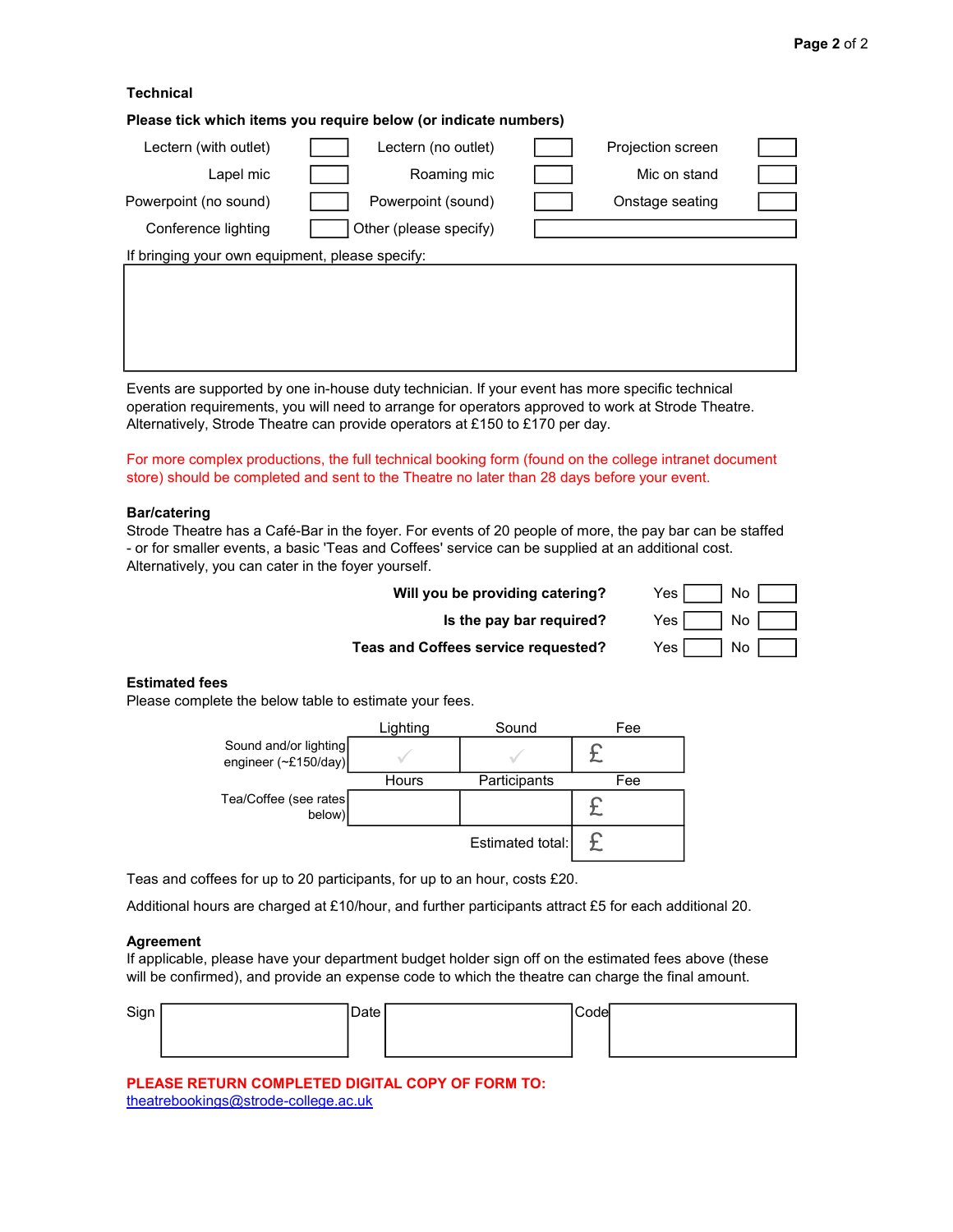## Technical

**Please tick which items you require below (or indicate numbers)**

| | | | | | |
|---|---|---|---|---|---|
| Lectern (with outlet) | | Lectern (no outlet) | | Projection screen | |
| Lapel mic | | Roaming mic | | Mic on stand | |
| Powerpoint (no sound) | | Powerpoint (sound) | | Onstage seating | |
| Conference lighting | | Other (please specify) | | | |

If bringing your own equipment, please specify:

Events are supported by one in-house duty technician. If your event has more specific technical operation requirements, you will need to arrange for operators approved to work at Strode Theatre. Alternatively, Strode Theatre can provide operators at £150 to £170 per day.

For more complex productions, the full technical booking form (found on the college intranet document store) should be completed and sent to the Theatre no later than 28 days before your event.

## Bar/catering

Strode Theatre has a Café-Bar in the foyer. For events of 20 people of more, the pay bar can be staffed - or for smaller events, a basic 'Teas and Coffees' service can be supplied at an additional cost. Alternatively, you can cater in the foyer yourself.

| | | | | |
|---|---|---|---|---|
| **Will you be providing catering?** | Yes | | No | |
| **Is the pay bar required?** | Yes | | No | |
| **Teas and Coffees service requested?** | Yes | | No | |

## Estimated fees

Please complete the below table to estimate your fees.

| | Lighting | Sound | Fee |
|---|---|---|---|
| Sound and/or lighting engineer (~£150/day) | ✓ | ✓ | £ |
| | **Hours** | **Participants** | **Fee** |
| Tea/Coffee (see rates below) | | | £ |
| | | Estimated total: | £ |

Teas and coffees for up to 20 participants, for up to an hour, costs £20.

Additional hours are charged at £10/hour, and further participants attract £5 for each additional 20.

## Agreement

If applicable, please have your department budget holder sign off on the estimated fees above (these will be confirmed), and provide an expense code to which the theatre can charge the final amount.

| Sign | | Date | | Code | |
|---|---|---|---|---|---|

**PLEASE RETURN COMPLETED DIGITAL COPY OF FORM TO:**
theatrebookings@strode-college.ac.uk